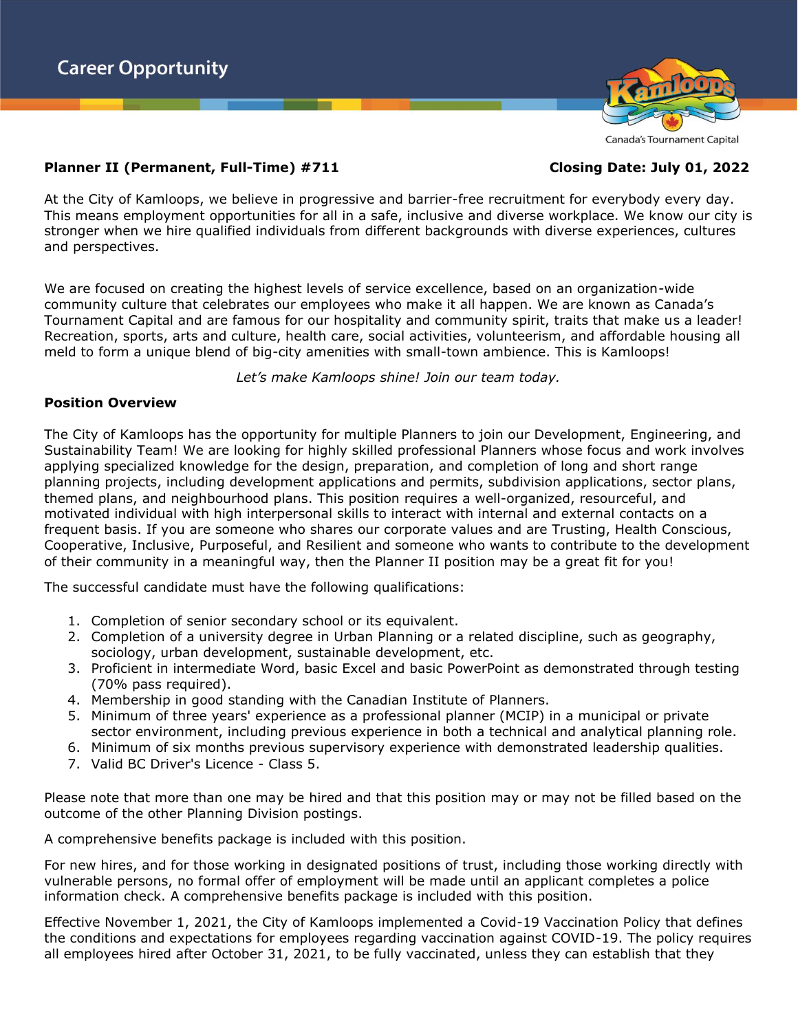# Career Opportunity

Canada's Tournament Capital

**Planner II (Permanent, Full-Time) #711** **Closing Date: July 01, 2022**

At the City of Kamloops, we believe in progressive and barrier-free recruitment for everybody every day. This means employment opportunities for all in a safe, inclusive and diverse workplace. We know our city is stronger when we hire qualified individuals from different backgrounds with diverse experiences, cultures and perspectives.

We are focused on creating the highest levels of service excellence, based on an organization-wide community culture that celebrates our employees who make it all happen. We are known as Canada's Tournament Capital and are famous for our hospitality and community spirit, traits that make us a leader! Recreation, sports, arts and culture, health care, social activities, volunteerism, and affordable housing all meld to form a unique blend of big-city amenities with small-town ambience. This is Kamloops!

*Let's make Kamloops shine! Join our team today.*

**Position Overview**

The City of Kamloops has the opportunity for multiple Planners to join our Development, Engineering, and Sustainability Team! We are looking for highly skilled professional Planners whose focus and work involves applying specialized knowledge for the design, preparation, and completion of long and short range planning projects, including development applications and permits, subdivision applications, sector plans, themed plans, and neighbourhood plans. This position requires a well-organized, resourceful, and motivated individual with high interpersonal skills to interact with internal and external contacts on a frequent basis. If you are someone who shares our corporate values and are Trusting, Health Conscious, Cooperative, Inclusive, Purposeful, and Resilient and someone who wants to contribute to the development of their community in a meaningful way, then the Planner II position may be a great fit for you!

The successful candidate must have the following qualifications:

1. Completion of senior secondary school or its equivalent.
2. Completion of a university degree in Urban Planning or a related discipline, such as geography, sociology, urban development, sustainable development, etc.
3. Proficient in intermediate Word, basic Excel and basic PowerPoint as demonstrated through testing (70% pass required).
4. Membership in good standing with the Canadian Institute of Planners.
5. Minimum of three years' experience as a professional planner (MCIP) in a municipal or private sector environment, including previous experience in both a technical and analytical planning role.
6. Minimum of six months previous supervisory experience with demonstrated leadership qualities.
7. Valid BC Driver's Licence - Class 5.

Please note that more than one may be hired and that this position may or may not be filled based on the outcome of the other Planning Division postings.

A comprehensive benefits package is included with this position.

For new hires, and for those working in designated positions of trust, including those working directly with vulnerable persons, no formal offer of employment will be made until an applicant completes a police information check. A comprehensive benefits package is included with this position.

Effective November 1, 2021, the City of Kamloops implemented a Covid-19 Vaccination Policy that defines the conditions and expectations for employees regarding vaccination against COVID-19. The policy requires all employees hired after October 31, 2021, to be fully vaccinated, unless they can establish that they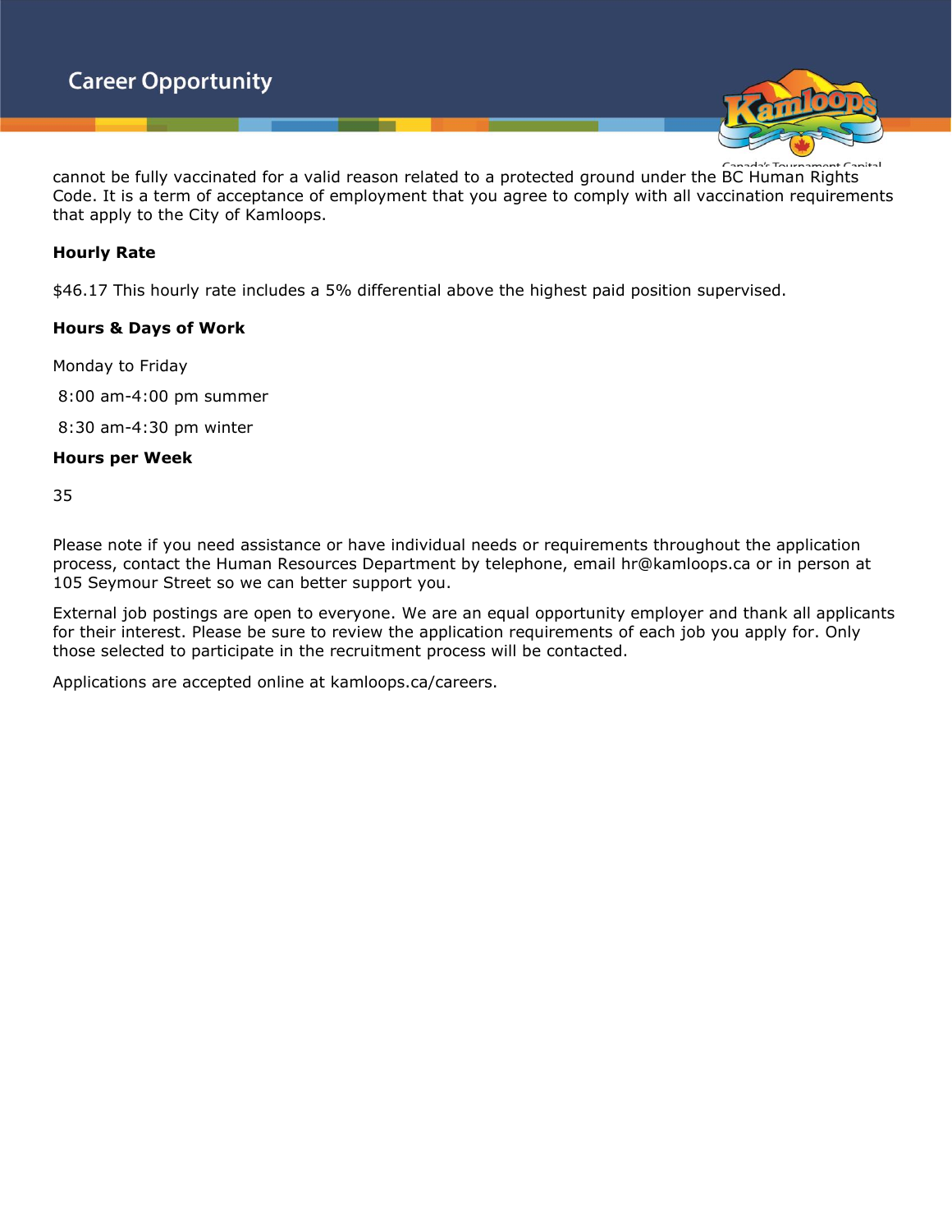cannot be fully vaccinated for a valid reason related to a protected ground under the BC Human Rights Code. It is a term of acceptance of employment that you agree to comply with all vaccination requirements that apply to the City of Kamloops.

**Hourly Rate**

$46.17 This hourly rate includes a 5% differential above the highest paid position supervised.

**Hours & Days of Work**

Monday to Friday

8:00 am-4:00 pm summer

8:30 am-4:30 pm winter

**Hours per Week**

35

Please note if you need assistance or have individual needs or requirements throughout the application process, contact the Human Resources Department by telephone, email hr@kamloops.ca or in person at 105 Seymour Street so we can better support you.

External job postings are open to everyone. We are an equal opportunity employer and thank all applicants for their interest. Please be sure to review the application requirements of each job you apply for. Only those selected to participate in the recruitment process will be contacted.

Applications are accepted online at kamloops.ca/careers.